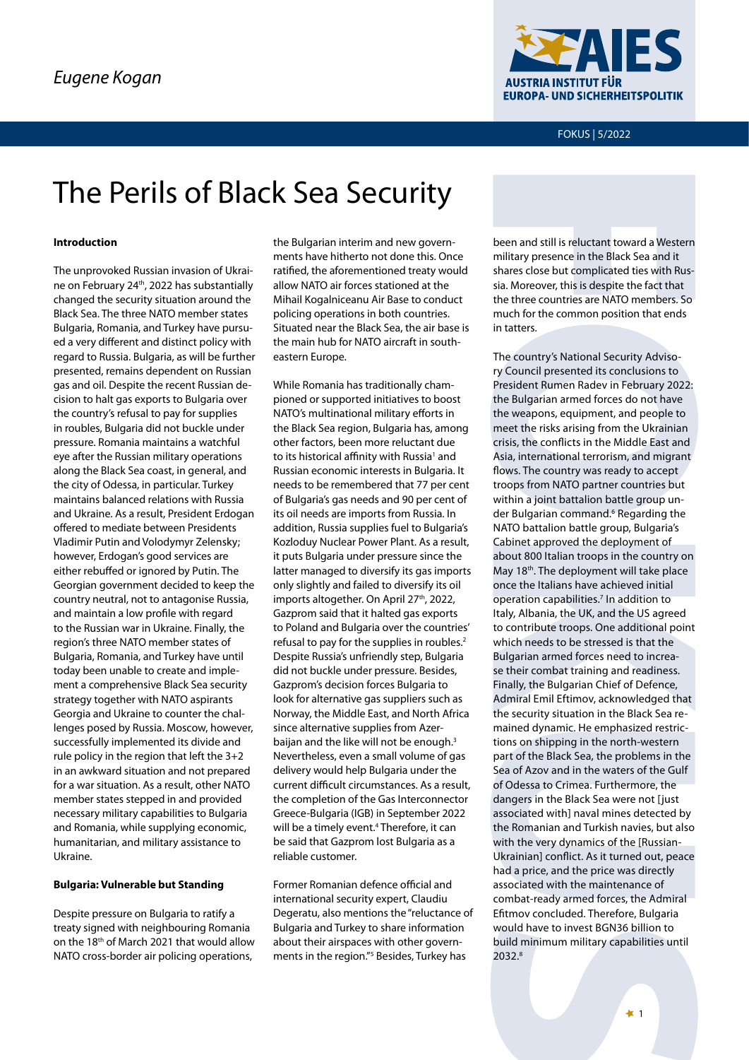Eugene Kogan

# The Perils of Black Sea Security

## Introduction

The unprovoked Russian invasion of Ukraine on February 24th, 2022 has substantially changed the security situation around the Black Sea. The three NATO member states Bulgaria, Romania, and Turkey have pursued a very different and distinct policy with regard to Russia. Bulgaria, as will be further presented, remains dependent on Russian gas and oil. Despite the recent Russian decision to halt gas exports to Bulgaria over the country's refusal to pay for supplies in roubles, Bulgaria did not buckle under pressure. Romania maintains a watchful eye after the Russian military operations along the Black Sea coast, in general, and the city of Odessa, in particular. Turkey maintains balanced relations with Russia and Ukraine. As a result, President Erdogan offered to mediate between Presidents Vladimir Putin and Volodymyr Zelensky; however, Erdogan's good services are either rebuffed or ignored by Putin. The Georgian government decided to keep the country neutral, not to antagonise Russia, and maintain a low profile with regard to the Russian war in Ukraine. Finally, the region's three NATO member states of Bulgaria, Romania, and Turkey have until today been unable to create and implement a comprehensive Black Sea security strategy together with NATO aspirants Georgia and Ukraine to counter the challenges posed by Russia. Moscow, however, successfully implemented its divide and rule policy in the region that left the 3+2 in an awkward situation and not prepared for a war situation. As a result, other NATO member states stepped in and provided necessary military capabilities to Bulgaria and Romania, while supplying economic, humanitarian, and military assistance to Ukraine.

## Bulgaria: Vulnerable but Standing

Despite pressure on Bulgaria to ratify a treaty signed with neighbouring Romania on the 18th of March 2021 that would allow NATO cross-border air policing operations, the Bulgarian interim and new governments have hitherto not done this. Once ratified, the aforementioned treaty would allow NATO air forces stationed at the Mihail Kogalniceanu Air Base to conduct policing operations in both countries. Situated near the Black Sea, the air base is the main hub for NATO aircraft in south-eastern Europe.

While Romania has traditionally championed or supported initiatives to boost NATO's multinational military efforts in the Black Sea region, Bulgaria has, among other factors, been more reluctant due to its historical affinity with Russia[1] and Russian economic interests in Bulgaria. It needs to be remembered that 77 per cent of Bulgaria's gas needs and 90 per cent of its oil needs are imports from Russia. In addition, Russia supplies fuel to Bulgaria's Kozloduy Nuclear Power Plant. As a result, it puts Bulgaria under pressure since the latter managed to diversify its gas imports only slightly and failed to diversify its oil imports altogether. On April 27th, 2022, Gazprom said that it halted gas exports to Poland and Bulgaria over the countries' refusal to pay for the supplies in roubles.[2] Despite Russia's unfriendly step, Bulgaria did not buckle under pressure. Besides, Gazprom's decision forces Bulgaria to look for alternative gas suppliers such as Norway, the Middle East, and North Africa since alternative supplies from Azerbaijan and the like will not be enough.[3] Nevertheless, even a small volume of gas delivery would help Bulgaria under the current difficult circumstances. As a result, the completion of the Gas Interconnector Greece-Bulgaria (IGB) in September 2022 will be a timely event.[4] Therefore, it can be said that Gazprom lost Bulgaria as a reliable customer.

Former Romanian defence official and international security expert, Claudiu Degeratu, also mentions the "reluctance of Bulgaria and Turkey to share information about their airspaces with other governments in the region."[5] Besides, Turkey has been and still is reluctant toward a Western military presence in the Black Sea and it shares close but complicated ties with Russia. Moreover, this is despite the fact that the three countries are NATO members. So much for the common position that ends in tatters.

The country's National Security Advisory Council presented its conclusions to President Rumen Radev in February 2022: the Bulgarian armed forces do not have the weapons, equipment, and people to meet the risks arising from the Ukrainian crisis, the conflicts in the Middle East and Asia, international terrorism, and migrant flows. The country was ready to accept troops from NATO partner countries but within a joint battalion battle group under Bulgarian command.[6] Regarding the NATO battalion battle group, Bulgaria's Cabinet approved the deployment of about 800 Italian troops in the country on May 18th. The deployment will take place once the Italians have achieved initial operation capabilities.[7] In addition to Italy, Albania, the UK, and the US agreed to contribute troops. One additional point which needs to be stressed is that the Bulgarian armed forces need to increase their combat training and readiness. Finally, the Bulgarian Chief of Defence, Admiral Emil Eftimov, acknowledged that the security situation in the Black Sea remained dynamic. He emphasized restrictions on shipping in the north-western part of the Black Sea, the problems in the Sea of Azov and in the waters of the Gulf of Odessa to Crimea. Furthermore, the dangers in the Black Sea were not [just associated with] naval mines detected by the Romanian and Turkish navies, but also with the very dynamics of the [Russian-Ukrainian] conflict. As it turned out, peace had a price, and the price was directly associated with the maintenance of combat-ready armed forces, the Admiral Efitmov concluded. Therefore, Bulgaria would have to invest BGN36 billion to build minimum military capabilities until 2032.[8]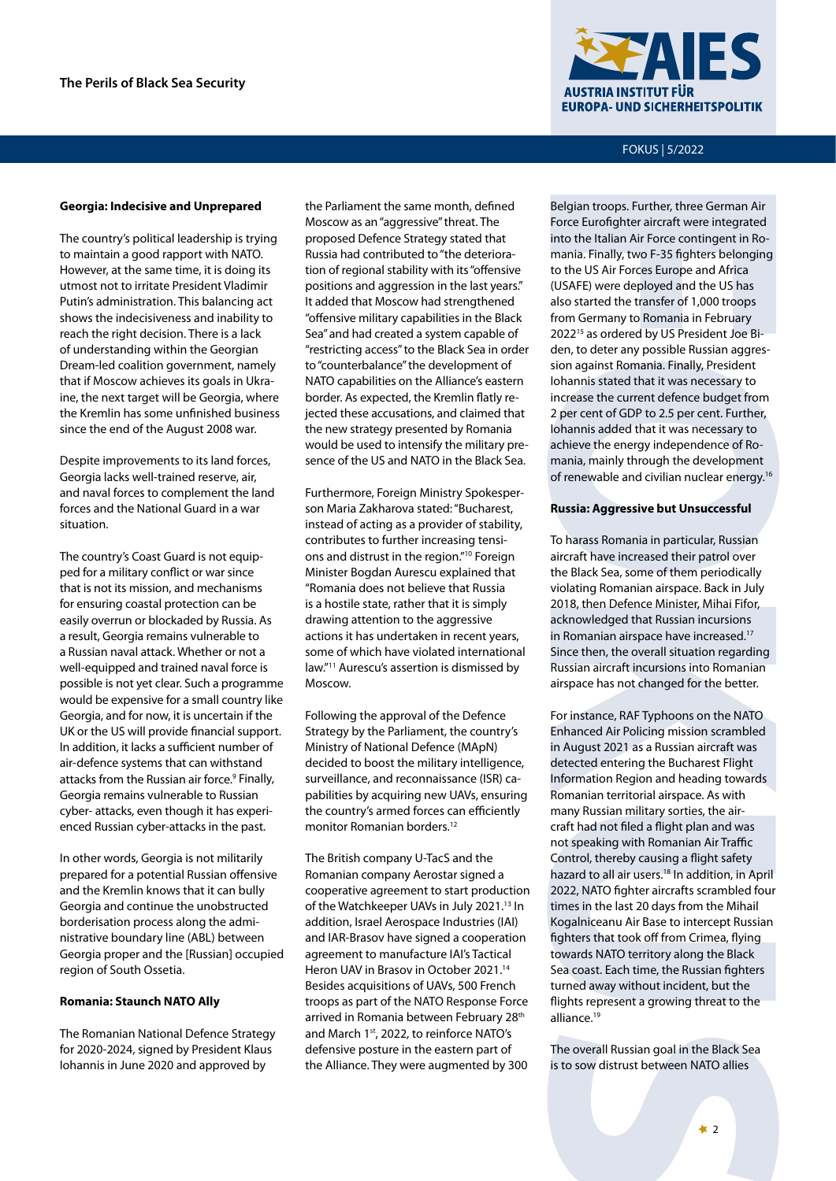**Georgia: Indecisive and Unprepared**

The country's political leadership is trying to maintain a good rapport with NATO. However, at the same time, it is doing its utmost not to irritate President Vladimir Putin's administration. This balancing act shows the indecisiveness and inability to reach the right decision. There is a lack of understanding within the Georgian Dream-led coalition government, namely that if Moscow achieves its goals in Ukraine, the next target will be Georgia, where the Kremlin has some unfinished business since the end of the August 2008 war.

Despite improvements to its land forces, Georgia lacks well-trained reserve, air, and naval forces to complement the land forces and the National Guard in a war situation.

The country's Coast Guard is not equipped for a military conflict or war since that is not its mission, and mechanisms for ensuring coastal protection can be easily overrun or blockaded by Russia. As a result, Georgia remains vulnerable to a Russian naval attack. Whether or not a well-equipped and trained naval force is possible is not yet clear. Such a programme would be expensive for a small country like Georgia, and for now, it is uncertain if the UK or the US will provide financial support. In addition, it lacks a sufficient number of air-defence systems that can withstand attacks from the Russian air force.[9] Finally, Georgia remains vulnerable to Russian cyber- attacks, even though it has experienced Russian cyber-attacks in the past.

In other words, Georgia is not militarily prepared for a potential Russian offensive and the Kremlin knows that it can bully Georgia and continue the unobstructed borderisation process along the administrative boundary line (ABL) between Georgia proper and the [Russian] occupied region of South Ossetia.

**Romania: Staunch NATO Ally**

The Romanian National Defence Strategy for 2020-2024, signed by President Klaus Iohannis in June 2020 and approved by the Parliament the same month, defined Moscow as an "aggressive" threat. The proposed Defence Strategy stated that Russia had contributed to "the deterioration of regional stability with its "offensive positions and aggression in the last years." It added that Moscow had strengthened "offensive military capabilities in the Black Sea" and had created a system capable of "restricting access" to the Black Sea in order to "counterbalance" the development of NATO capabilities on the Alliance's eastern border. As expected, the Kremlin flatly rejected these accusations, and claimed that the new strategy presented by Romania would be used to intensify the military presence of the US and NATO in the Black Sea.

Furthermore, Foreign Ministry Spokesperson Maria Zakharova stated: "Bucharest, instead of acting as a provider of stability, contributes to further increasing tensions and distrust in the region."[10] Foreign Minister Bogdan Aurescu explained that "Romania does not believe that Russia is a hostile state, rather that it is simply drawing attention to the aggressive actions it has undertaken in recent years, some of which have violated international law."[11] Aurescu's assertion is dismissed by Moscow.

Following the approval of the Defence Strategy by the Parliament, the country's Ministry of National Defence (MApN) decided to boost the military intelligence, surveillance, and reconnaissance (ISR) capabilities by acquiring new UAVs, ensuring the country's armed forces can efficiently monitor Romanian borders.[12]

The British company U-TacS and the Romanian company Aerostar signed a cooperative agreement to start production of the Watchkeeper UAVs in July 2021.[13] In addition, Israel Aerospace Industries (IAI) and IAR-Brasov have signed a cooperation agreement to manufacture IAI's Tactical Heron UAV in Brasov in October 2021.[14] Besides acquisitions of UAVs, 500 French troops as part of the NATO Response Force arrived in Romania between February 28th and March 1st, 2022, to reinforce NATO's defensive posture in the eastern part of the Alliance. They were augmented by 300 Belgian troops. Further, three German Air Force Eurofighter aircraft were integrated into the Italian Air Force contingent in Romania. Finally, two F-35 fighters belonging to the US Air Forces Europe and Africa (USAFE) were deployed and the US has also started the transfer of 1,000 troops from Germany to Romania in February 2022[15] as ordered by US President Joe Biden, to deter any possible Russian aggression against Romania. Finally, President Iohannis stated that it was necessary to increase the current defence budget from 2 per cent of GDP to 2.5 per cent. Further, Iohannis added that it was necessary to achieve the energy independence of Romania, mainly through the development of renewable and civilian nuclear energy.[16]

**Russia: Aggressive but Unsuccessful**

To harass Romania in particular, Russian aircraft have increased their patrol over the Black Sea, some of them periodically violating Romanian airspace. Back in July 2018, then Defence Minister, Mihai Fifor, acknowledged that Russian incursions in Romanian airspace have increased.[17] Since then, the overall situation regarding Russian aircraft incursions into Romanian airspace has not changed for the better.

For instance, RAF Typhoons on the NATO Enhanced Air Policing mission scrambled in August 2021 as a Russian aircraft was detected entering the Bucharest Flight Information Region and heading towards Romanian territorial airspace. As with many Russian military sorties, the aircraft had not filed a flight plan and was not speaking with Romanian Air Traffic Control, thereby causing a flight safety hazard to all air users.[18] In addition, in April 2022, NATO fighter aircrafts scrambled four times in the last 20 days from the Mihail Kogalniceanu Air Base to intercept Russian fighters that took off from Crimea, flying towards NATO territory along the Black Sea coast. Each time, the Russian fighters turned away without incident, but the flights represent a growing threat to the alliance.[19]

The overall Russian goal in the Black Sea is to sow distrust between NATO allies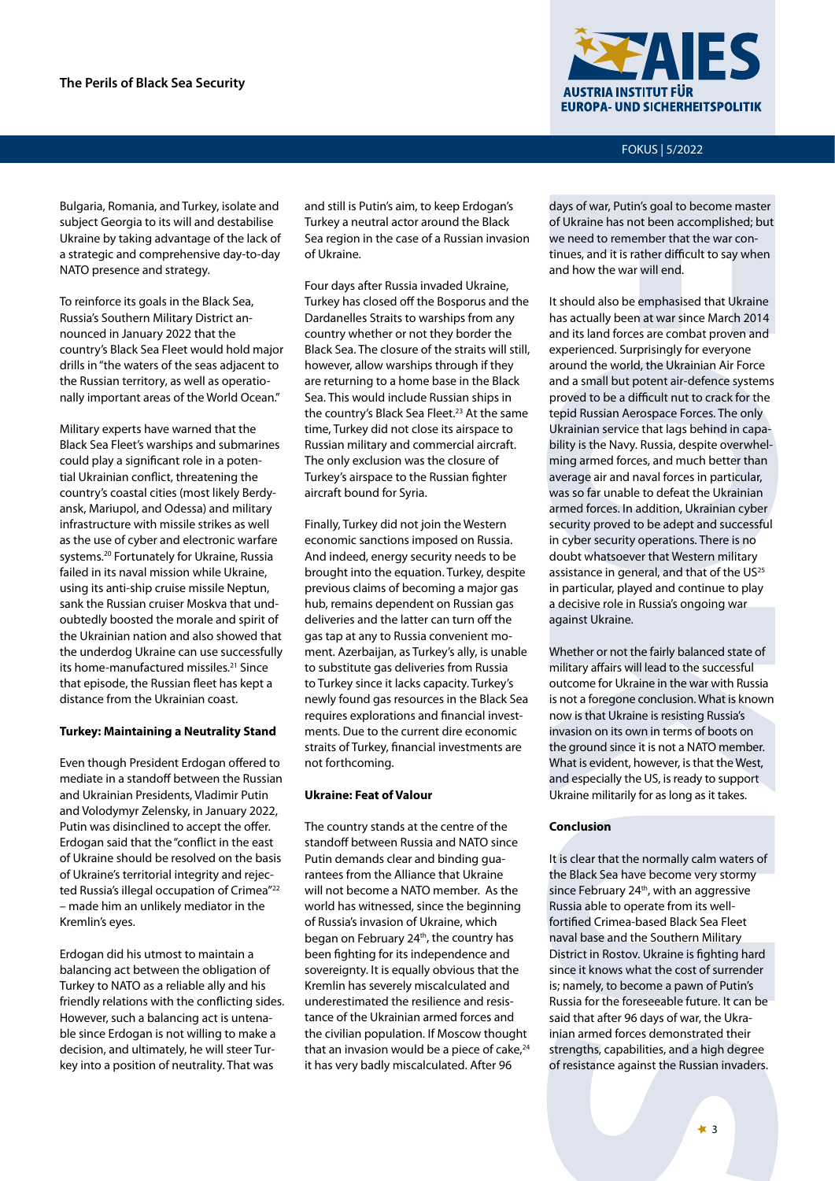Bulgaria, Romania, and Turkey, isolate and subject Georgia to its will and destabilise Ukraine by taking advantage of the lack of a strategic and comprehensive day-to-day NATO presence and strategy.

To reinforce its goals in the Black Sea, Russia's Southern Military District announced in January 2022 that the country's Black Sea Fleet would hold major drills in "the waters of the seas adjacent to the Russian territory, as well as operationally important areas of the World Ocean."

Military experts have warned that the Black Sea Fleet's warships and submarines could play a significant role in a potential Ukrainian conflict, threatening the country's coastal cities (most likely Berdyansk, Mariupol, and Odessa) and military infrastructure with missile strikes as well as the use of cyber and electronic warfare systems.[20] Fortunately for Ukraine, Russia failed in its naval mission while Ukraine, using its anti-ship cruise missile Neptun, sank the Russian cruiser Moskva that undoubtedly boosted the morale and spirit of the Ukrainian nation and also showed that the underdog Ukraine can use successfully its home-manufactured missiles.[21] Since that episode, the Russian fleet has kept a distance from the Ukrainian coast.

**Turkey: Maintaining a Neutrality Stand**

Even though President Erdogan offered to mediate in a standoff between the Russian and Ukrainian Presidents, Vladimir Putin and Volodymyr Zelensky, in January 2022, Putin was disinclined to accept the offer. Erdogan said that the "conflict in the east of Ukraine should be resolved on the basis of Ukraine's territorial integrity and rejected Russia's illegal occupation of Crimea"[22] – made him an unlikely mediator in the Kremlin's eyes.

Erdogan did his utmost to maintain a balancing act between the obligation of Turkey to NATO as a reliable ally and his friendly relations with the conflicting sides. However, such a balancing act is untenable since Erdogan is not willing to make a decision, and ultimately, he will steer Turkey into a position of neutrality. That was and still is Putin's aim, to keep Erdogan's Turkey a neutral actor around the Black Sea region in the case of a Russian invasion of Ukraine.

Four days after Russia invaded Ukraine, Turkey has closed off the Bosporus and the Dardanelles Straits to warships from any country whether or not they border the Black Sea. The closure of the straits will still, however, allow warships through if they are returning to a home base in the Black Sea. This would include Russian ships in the country's Black Sea Fleet.[23] At the same time, Turkey did not close its airspace to Russian military and commercial aircraft. The only exclusion was the closure of Turkey's airspace to the Russian fighter aircraft bound for Syria.

Finally, Turkey did not join the Western economic sanctions imposed on Russia. And indeed, energy security needs to be brought into the equation. Turkey, despite previous claims of becoming a major gas hub, remains dependent on Russian gas deliveries and the latter can turn off the gas tap at any to Russia convenient moment. Azerbaijan, as Turkey's ally, is unable to substitute gas deliveries from Russia to Turkey since it lacks capacity. Turkey's newly found gas resources in the Black Sea requires explorations and financial investments. Due to the current dire economic straits of Turkey, financial investments are not forthcoming.

**Ukraine: Feat of Valour**

The country stands at the centre of the standoff between Russia and NATO since Putin demands clear and binding guarantees from the Alliance that Ukraine will not become a NATO member. As the world has witnessed, since the beginning of Russia's invasion of Ukraine, which began on February 24th, the country has been fighting for its independence and sovereignty. It is equally obvious that the Kremlin has severely miscalculated and underestimated the resilience and resistance of the Ukrainian armed forces and the civilian population. If Moscow thought that an invasion would be a piece of cake,[24] it has very badly miscalculated. After 96 days of war, Putin's goal to become master of Ukraine has not been accomplished; but we need to remember that the war continues, and it is rather difficult to say when and how the war will end.

It should also be emphasised that Ukraine has actually been at war since March 2014 and its land forces are combat proven and experienced. Surprisingly for everyone around the world, the Ukrainian Air Force and a small but potent air-defence systems proved to be a difficult nut to crack for the tepid Russian Aerospace Forces. The only Ukrainian service that lags behind in capability is the Navy. Russia, despite overwhelming armed forces, and much better than average air and naval forces in particular, was so far unable to defeat the Ukrainian armed forces. In addition, Ukrainian cyber security proved to be adept and successful in cyber security operations. There is no doubt whatsoever that Western military assistance in general, and that of the US[25] in particular, played and continue to play a decisive role in Russia's ongoing war against Ukraine.

Whether or not the fairly balanced state of military affairs will lead to the successful outcome for Ukraine in the war with Russia is not a foregone conclusion. What is known now is that Ukraine is resisting Russia's invasion on its own in terms of boots on the ground since it is not a NATO member. What is evident, however, is that the West, and especially the US, is ready to support Ukraine militarily for as long as it takes.

**Conclusion**

It is clear that the normally calm waters of the Black Sea have become very stormy since February 24th, with an aggressive Russia able to operate from its well-fortified Crimea-based Black Sea Fleet naval base and the Southern Military District in Rostov. Ukraine is fighting hard since it knows what the cost of surrender is; namely, to become a pawn of Putin's Russia for the foreseeable future. It can be said that after 96 days of war, the Ukrainian armed forces demonstrated their strengths, capabilities, and a high degree of resistance against the Russian invaders.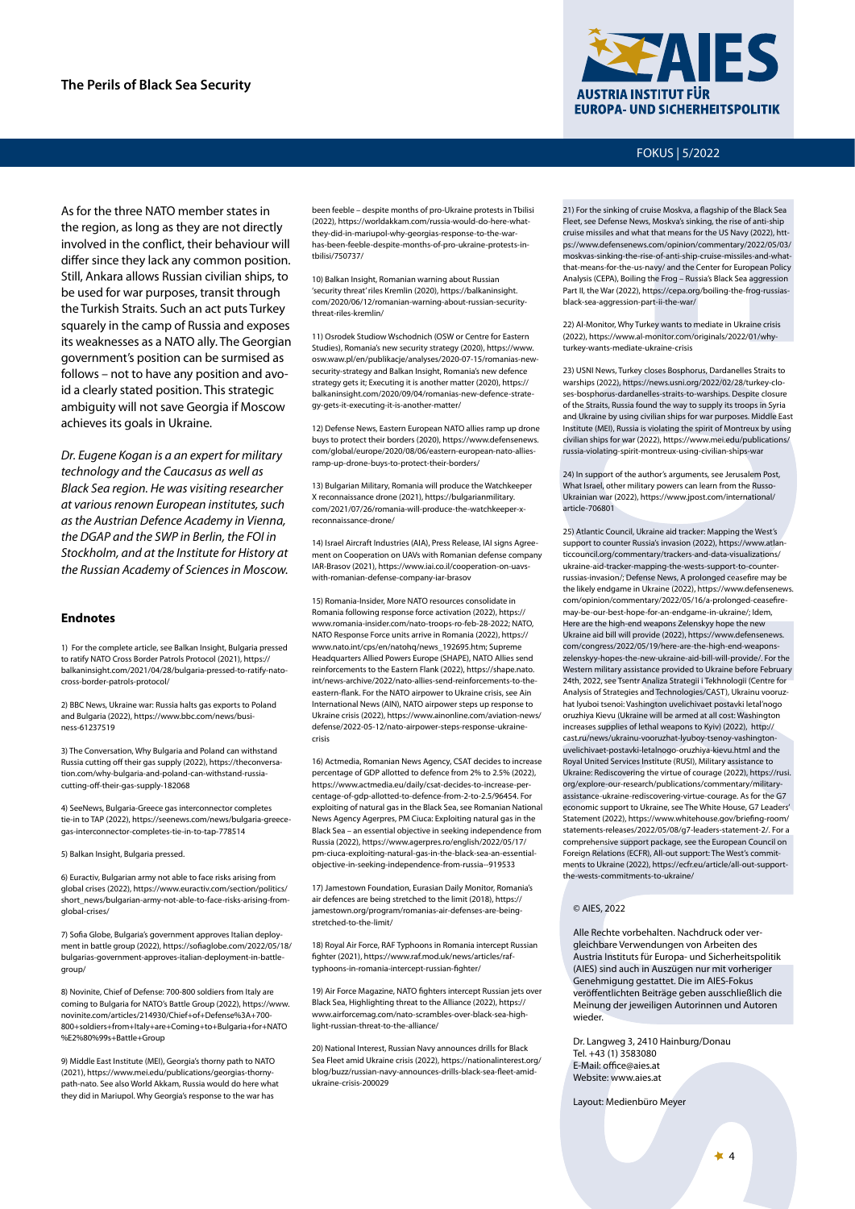As for the three NATO member states in the region, as long as they are not directly involved in the conflict, their behaviour will differ since they lack any common position. Still, Ankara allows Russian civilian ships, to be used for war purposes, transit through the Turkish Straits. Such an act puts Turkey squarely in the camp of Russia and exposes its weaknesses as a NATO ally. The Georgian government's position can be surmised as follows – not to have any position and avoid a clearly stated position. This strategic ambiguity will not save Georgia if Moscow achieves its goals in Ukraine.

*Dr. Eugene Kogan is a an expert for military technology and the Caucasus as well as Black Sea region. He was visiting researcher at various renown European institutes, such as the Austrian Defence Academy in Vienna, the DGAP and the SWP in Berlin, the FOI in Stockholm, and at the Institute for History at the Russian Academy of Sciences in Moscow.*

## Endnotes

1) For the complete article, see Balkan Insight, Bulgaria pressed to ratify NATO Cross Border Patrols Protocol (2021), https://balkaninsight.com/2021/04/28/bulgaria-pressed-to-ratify-nato-cross-border-patrols-protocol/

2) BBC News, Ukraine war: Russia halts gas exports to Poland and Bulgaria (2022), https://www.bbc.com/news/business-61237519

3) The Conversation, Why Bulgaria and Poland can withstand Russia cutting off their gas supply (2022), https://theconversation.com/why-bulgaria-and-poland-can-withstand-russia-cutting-off-their-gas-supply-182068

4) SeeNews, Bulgaria-Greece gas interconnector completes tie-in to TAP (2022), https://seenews.com/news/bulgaria-greece-gas-interconnector-completes-tie-in-to-tap-778514

5) Balkan Insight, Bulgaria pressed.

6) Euractiv, Bulgarian army not able to face risks arising from global crises (2022), https://www.euractiv.com/section/politics/short_news/bulgarian-army-not-able-to-face-risks-arising-from-global-crises/

7) Sofia Globe, Bulgaria's government approves Italian deployment in battle group (2022), https://sofiaglobe.com/2022/05/18/bulgarias-governments-approves-italian-deployment-in-battle-group/

8) Novinite, Chief of Defense: 700-800 soldiers from Italy are coming to Bulgaria for NATO's Battle Group (2022), https://www.novinite.com/articles/214930/Chief+of+Defense%3A+700-800+soldiers+from+Italy+are+Coming+to+Bulgaria+for+NATO%E2%80%99s+Battle+Group

9) Middle East Institute (MEI), Georgia's thorny path to NATO (2021), https://www.mei.edu/publications/georgias-thorny-path-nato. See also World Akkam, Russia would do here what they did in Mariupol. Why Georgia's response to the war has been feeble – despite months of pro-Ukraine protests in Tbilisi (2022), https://worldakkam.com/russia-would-do-here-what-they-did-in-mariupol-why-georgias-response-to-the-war-has-been-feeble-despite-months-of-pro-ukraine-protests-in-tbilisi/750737/

10) Balkan Insight, Romanian warning about Russian 'security threat' riles Kremlin (2020), https://balkaninsight.com/2020/06/12/romanian-warning-about-russian-security-threat-riles-kremlin/

11) Osrodek Studiow Wschodnich (OSW or Centre for Eastern Studies), Romania's new security strategy (2020), https://www.osw.waw.pl/en/publikacje/analyses/2020-07-15/romanias-new-security-strategy and Balkan Insight, Romania's new defence strategy gets it; Executing it is another matter (2020), https://balkaninsight.com/2020/09/04/romanias-new-defence-strategy-gets-it-executing-it-is-another-matter/

12) Defense News, Eastern European NATO allies ramp up drone buys to protect their borders (2020), https://www.defensenews.com/global/europe/2020/08/06/eastern-european-nato-allies-ramp-up-drone-buys-to-protect-their-borders/

13) Bulgarian Military, Romania will produce the Watchkeeper X reconnaissance drone (2021), https://bulgarianmilitary.com/2021/07/26/romania-will-produce-the-watchkeeper-x-reconnaissance-drone/

14) Israel Aircraft Industries (AIA), Press Release, IAI signs Agreement on Cooperation on UAVs with Romanian defense company IAR-Brasov (2021), https://www.iai.co.il/cooperation-on-uavs-with-romanian-defense-company-iar-brasov

15) Romania-Insider, More NATO resources consolidate in Romania following response force activation (2022), https://www.romania-insider.com/nato-troops-ro-feb-28-2022; NATO, NATO Response Force units arrive in Romania (2022), https://www.nato.int/cps/en/natohq/news_192695.htm; Supreme Headquarters Allied Powers Europe (SHAPE), NATO Allies send reinforcements to the Eastern Flank (2022), https://shape.nato.int/news-archive/2022/nato-allies-send-reinforcements-to-the-eastern-flank. For the NATO airpower to Ukraine crisis, see Ain International News (AIN), NATO airpower steps up response to Ukraine crisis (2022), https://www.ainonline.com/aviation-news/defense/2022-05-12/nato-airpower-steps-response-ukraine-crisis

16) Actmedia, Romanian News Agency, CSAT decides to increase percentage of GDP allotted to defence from 2% to 2.5% (2022), https://www.actmedia.eu/daily/csat-decides-to-increase-percentage-of-gdp-allotted-to-defence-from-2-to-2.5/96454. For exploiting of natural gas in the Black Sea, see Romanian National News Agency Agerpres, PM Ciuca: Exploiting natural gas in the Black Sea – an essential objective in seeking independence from Russia (2022), https://www.agerpres.ro/english/2022/05/17/pm-ciuca-exploiting-natural-gas-in-the-black-sea-an-essential-objective-in-seeking-independence-from-russia--919533

17) Jamestown Foundation, Eurasian Daily Monitor, Romania's air defences are being stretched to the limit (2018), https://jamestown.org/program/romanias-air-defenses-are-being-stretched-to-the-limit/

18) Royal Air Force, RAF Typhoons in Romania intercept Russian fighter (2021), https://www.raf.mod.uk/news/articles/raf-typhoons-in-romania-intercept-russian-fighter/

19) Air Force Magazine, NATO fighters intercept Russian jets over Black Sea, Highlighting threat to the Alliance (2022), https://www.airforcemag.com/nato-scrambles-over-black-sea-highlight-russian-threat-to-the-alliance/

20) National Interest, Russian Navy announces drills for Black Sea Fleet amid Ukraine crisis (2022), https://nationalinterest.org/blog/buzz/russian-navy-announces-drills-black-sea-fleet-amid-ukraine-crisis-200029

21) For the sinking of cruise Moskva, a flagship of the Black Sea Fleet, see Defense News, Moskva's sinking, the rise of anti-ship cruise missiles and what that means for the US Navy (2022), https://www.defensenews.com/opinion/commentary/2022/05/03/moskvas-sinking-the-rise-of-anti-ship-cruise-missiles-and-what-that-means-for-the-us-navy/ and the Center for European Policy Analysis (CEPA), Boiling the Frog – Russia's Black Sea aggression Part II, the War (2022), https://cepa.org/boiling-the-frog-russias-black-sea-aggression-part-ii-the-war/

22) Al-Monitor, Why Turkey wants to mediate in Ukraine crisis (2022), https://www.al-monitor.com/originals/2022/01/why-turkey-wants-mediate-ukraine-crisis

23) USNI News, Turkey closes Bosphorus, Dardanelles Straits to warships (2022), https://news.usni.org/2022/02/28/turkey-closes-bosphorus-dardanelles-straits-to-warships. Despite closure of the Straits, Russia found the way to supply its troops in Syria and Ukraine by using civilian ships for war purposes. Middle East Institute (MEI), Russia is violating the spirit of Montreux by using civilian ships for war (2022), https://www.mei.edu/publications/russia-violating-spirit-montreux-using-civilian-ships-war

24) In support of the author's arguments, see Jerusalem Post, What Israel, other military powers can learn from the Russo-Ukrainian war (2022), https://www.jpost.com/international/article-706801

25) Atlantic Council, Ukraine aid tracker: Mapping the West's support to counter Russia's invasion (2022), https://www.atlanticcouncil.org/commentary/trackers-and-data-visualizations/ukraine-aid-tracker-mapping-the-wests-support-to-counter-russias-invasion/; Defense News, A prolonged ceasefire may be the likely endgame in Ukraine (2022), https://www.defensenews.com/opinion/commentary/2022/05/16/a-prolonged-ceasefire-may-be-our-best-hope-for-an-endgame-in-ukraine/; Idem, Here are the high-end weapons Zelenskyy hope the new Ukraine aid bill will provide (2022), https://www.defensenews.com/congress/2022/05/19/here-are-the-high-end-weapons-zelenskyy-hopes-the-new-ukraine-aid-bill-will-provide/. For the Western military assistance provided to Ukraine before February 24th, 2022, see Tsentr Analiza Strategii i Tekhnologii (Centre for Analysis of Strategies and Technologies/CAST), Ukrainu vooruzhat lyuboi tsenoi: Vashington uvelichivaet postavki letal'nogo oruzhiya Kievu (Ukraine will be armed at all cost: Washington increases supplies of lethal weapons to Kyiv) (2022), http://cast.ru/news/ukrainu-vooruzhat-lyuboy-tsenoy-vashington-uvelichivaet-postavki-letalnogo-oruzhiya-kievu.html and the Royal United Services Institute (RUSI), Military assistance to Ukraine: Rediscovering the virtue of courage (2022), https://rusi.org/explore-our-research/publications/commentary/military-assistance-ukraine-rediscovering-virtue-courage. As for the G7 economic support to Ukraine, see The White House, G7 Leaders' Statement (2022), https://www.whitehouse.gov/briefing-room/statements-releases/2022/05/08/g7-leaders-statement-2/. For a comprehensive support package, see the European Council on Foreign Relations (ECFR), All-out support: The West's commitments to Ukraine (2022), https://ecfr.eu/article/all-out-support-the-wests-commitments-to-ukraine/

© AIES, 2022

Alle Rechte vorbehalten. Nachdruck oder vergleichbare Verwendungen von Arbeiten des Austria Instituts für Europa- und Sicherheitspolitik (AIES) sind auch in Auszügen nur mit vorheriger Genehmigung gestattet. Die im AIES-Fokus veröffentlichten Beiträge geben ausschließlich die Meinung der jeweiligen Autorinnen und Autoren wieder.

Dr. Langweg 3, 2410 Hainburg/Donau
Tel. +43 (1) 3583080
E-Mail: office@aies.at
Website: www.aies.at

Layout: Medienbüro Meyer